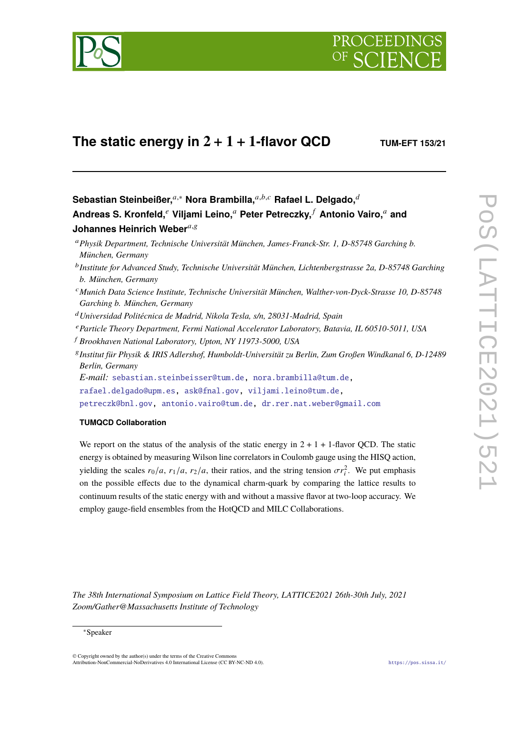# The static energy in $2 + 1 + 1$-flavor QCD

**TUM-EFT 153/21**

**Sebastian Steinbeißer,**[a,*] **Nora Brambilla,**[a,b,c] **Rafael L. Delgado,**[d] **Andreas S. Kronfeld,**[e] **Viljami Leino,**[a] **Peter Petreczky,**[f] **Antonio Vairo,**[a] **and Johannes Heinrich Weber**[a,g]

[a] *Physik Department, Technische Universität München, James-Franck-Str. 1, D-85748 Garching b. München, Germany*

[b] *Institute for Advanced Study, Technische Universität München, Lichtenbergstrasse 2a, D-85748 Garching b. München, Germany*

[c] *Munich Data Science Institute, Technische Universität München, Walther-von-Dyck-Strasse 10, D-85748 Garching b. München, Germany*

[d] *Universidad Politécnica de Madrid, Nikola Tesla, s/n, 28031-Madrid, Spain*

[e] *Particle Theory Department, Fermi National Accelerator Laboratory, Batavia, IL 60510-5011, USA*

[f] *Brookhaven National Laboratory, Upton, NY 11973-5000, USA*

[g] *Institut für Physik & IRIS Adlershof, Humboldt-Universität zu Berlin, Zum Großen Windkanal 6, D-12489 Berlin, Germany*

*E-mail:* sebastian.steinbeisser@tum.de, nora.brambilla@tum.de, rafael.delgado@upm.es, ask@fnal.gov, viljami.leino@tum.de, petreczk@bnl.gov, antonio.vairo@tum.de, dr.rer.nat.weber@gmail.com

**TUMQCD Collaboration**

We report on the status of the analysis of the static energy in 2 + 1 + 1-flavor QCD. The static energy is obtained by measuring Wilson line correlators in Coulomb gauge using the HISQ action, yielding the scales $r_0/a$, $r_1/a$, $r_2/a$, their ratios, and the string tension $\sigma r_i^2$. We put emphasis on the possible effects due to the dynamical charm-quark by comparing the lattice results to continuum results of the static energy with and without a massive flavor at two-loop accuracy. We employ gauge-field ensembles from the HotQCD and MILC Collaborations.

*The 38th International Symposium on Lattice Field Theory, LATTICE2021 26th-30th July, 2021 Zoom/Gather@Massachusetts Institute of Technology*

[*] Speaker

© Copyright owned by the author(s) under the terms of the Creative Commons Attribution-NonCommercial-NoDerivatives 4.0 International License (CC BY-NC-ND 4.0).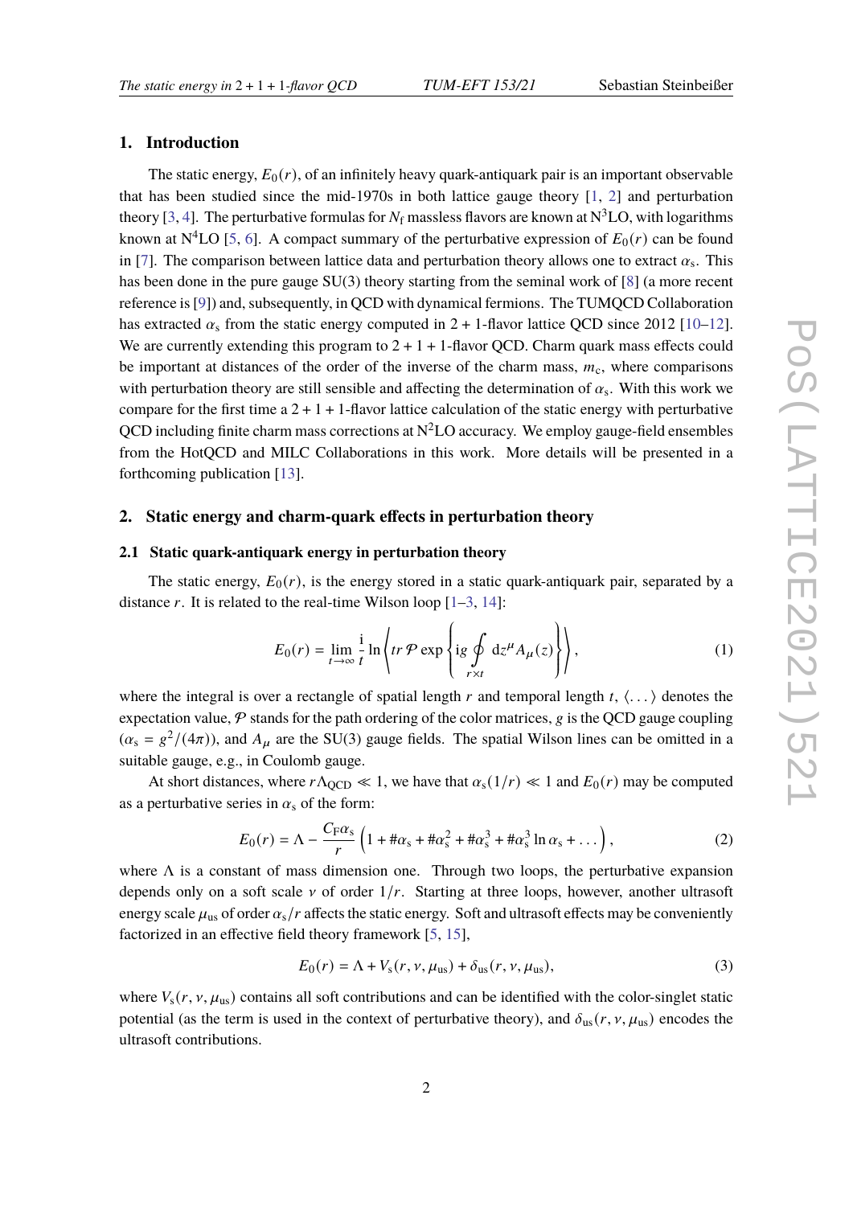## 1. Introduction

The static energy, $E_0(r)$, of an infinitely heavy quark-antiquark pair is an important observable that has been studied since the mid-1970s in both lattice gauge theory [1, 2] and perturbation theory [3, 4]. The perturbative formulas for $N_f$ massless flavors are known at N$^3$LO, with logarithms known at N$^4$LO [5, 6]. A compact summary of the perturbative expression of $E_0(r)$ can be found in [7]. The comparison between lattice data and perturbation theory allows one to extract $\alpha_s$. This has been done in the pure gauge SU(3) theory starting from the seminal work of [8] (a more recent reference is [9]) and, subsequently, in QCD with dynamical fermions. The TUMQCD Collaboration has extracted $\alpha_s$ from the static energy computed in 2 + 1-flavor lattice QCD since 2012 [10–12]. We are currently extending this program to 2 + 1 + 1-flavor QCD. Charm quark mass effects could be important at distances of the order of the inverse of the charm mass, $m_c$, where comparisons with perturbation theory are still sensible and affecting the determination of $\alpha_s$. With this work we compare for the first time a 2 + 1 + 1-flavor lattice calculation of the static energy with perturbative QCD including finite charm mass corrections at N$^2$LO accuracy. We employ gauge-field ensembles from the HotQCD and MILC Collaborations in this work. More details will be presented in a forthcoming publication [13].

## 2. Static energy and charm-quark effects in perturbation theory

### 2.1 Static quark-antiquark energy in perturbation theory

The static energy, $E_0(r)$, is the energy stored in a static quark-antiquark pair, separated by a distance $r$. It is related to the real-time Wilson loop [1–3, 14]:

$$E_0(r) = \lim_{t\to\infty} \frac{\mathrm{i}}{t} \ln \left\langle tr\, \mathcal{P} \exp\left\{ \mathrm{i}g \oint_{r\times t} \mathrm{d}z^\mu A_\mu(z) \right\} \right\rangle, \tag{1}$$

where the integral is over a rectangle of spatial length $r$ and temporal length $t$, $\langle \ldots \rangle$ denotes the expectation value, $\mathcal{P}$ stands for the path ordering of the color matrices, $g$ is the QCD gauge coupling ($\alpha_s = g^2/(4\pi)$), and $A_\mu$ are the SU(3) gauge fields. The spatial Wilson lines can be omitted in a suitable gauge, e.g., in Coulomb gauge.

At short distances, where $r\Lambda_{\mathrm{QCD}} \ll 1$, we have that $\alpha_s(1/r) \ll 1$ and $E_0(r)$ may be computed as a perturbative series in $\alpha_s$ of the form:

$$E_0(r) = \Lambda - \frac{C_F \alpha_s}{r} \left(1 + \#\alpha_s + \#\alpha_s^2 + \#\alpha_s^3 + \#\alpha_s^3 \ln \alpha_s + \ldots\right), \tag{2}$$

where $\Lambda$ is a constant of mass dimension one. Through two loops, the perturbative expansion depends only on a soft scale $\nu$ of order $1/r$. Starting at three loops, however, another ultrasoft energy scale $\mu_{us}$ of order $\alpha_s/r$ affects the static energy. Soft and ultrasoft effects may be conveniently factorized in an effective field theory framework [5, 15],

$$E_0(r) = \Lambda + V_s(r, \nu, \mu_{us}) + \delta_{us}(r, \nu, \mu_{us}), \tag{3}$$

where $V_s(r, \nu, \mu_{us})$ contains all soft contributions and can be identified with the color-singlet static potential (as the term is used in the context of perturbative theory), and $\delta_{us}(r, \nu, \mu_{us})$ encodes the ultrasoft contributions.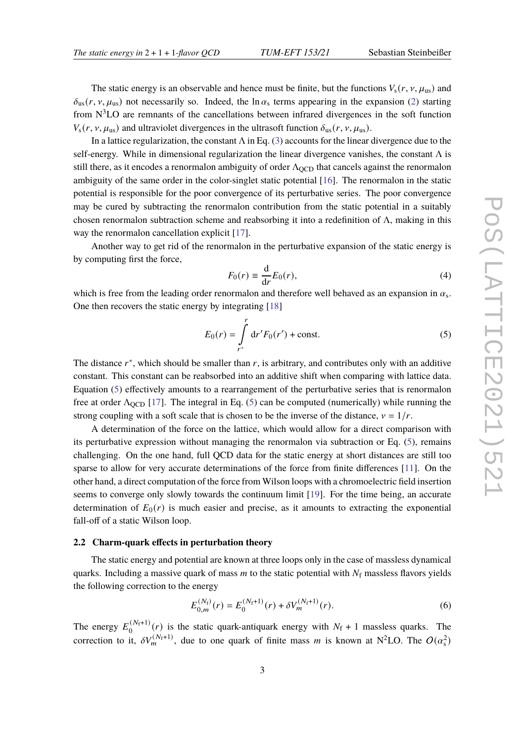The static energy is an observable and hence must be finite, but the functions $V_s(r, \nu, \mu_{us})$ and $\delta_{us}(r, \nu, \mu_{us})$ not necessarily so. Indeed, the $\ln \alpha_s$ terms appearing in the expansion (2) starting from N$^3$LO are remnants of the cancellations between infrared divergences in the soft function $V_s(r, \nu, \mu_{us})$ and ultraviolet divergences in the ultrasoft function $\delta_{us}(r, \nu, \mu_{us})$.

In a lattice regularization, the constant $\Lambda$ in Eq. (3) accounts for the linear divergence due to the self-energy. While in dimensional regularization the linear divergence vanishes, the constant $\Lambda$ is still there, as it encodes a renormalon ambiguity of order $\Lambda_{\rm QCD}$ that cancels against the renormalon ambiguity of the same order in the color-singlet static potential [16]. The renormalon in the static potential is responsible for the poor convergence of its perturbative series. The poor convergence may be cured by subtracting the renormalon contribution from the static potential in a suitably chosen renormalon subtraction scheme and reabsorbing it into a redefinition of $\Lambda$, making in this way the renormalon cancellation explicit [17].

Another way to get rid of the renormalon in the perturbative expansion of the static energy is by computing first the force,

$$F_0(r) \equiv \frac{\mathrm{d}}{\mathrm{d}r} E_0(r), \tag{4}$$

which is free from the leading order renormalon and therefore well behaved as an expansion in $\alpha_s$. One then recovers the static energy by integrating [18]

$$E_0(r) = \int_{r^*}^{r} \mathrm{d}r' F_0(r') + \text{const.} \tag{5}$$

The distance $r^*$, which should be smaller than $r$, is arbitrary, and contributes only with an additive constant. This constant can be reabsorbed into an additive shift when comparing with lattice data. Equation (5) effectively amounts to a rearrangement of the perturbative series that is renormalon free at order $\Lambda_{\rm QCD}$ [17]. The integral in Eq. (5) can be computed (numerically) while running the strong coupling with a soft scale that is chosen to be the inverse of the distance, $\nu = 1/r$.

A determination of the force on the lattice, which would allow for a direct comparison with its perturbative expression without managing the renormalon via subtraction or Eq. (5), remains challenging. On the one hand, full QCD data for the static energy at short distances are still too sparse to allow for very accurate determinations of the force from finite differences [11]. On the other hand, a direct computation of the force from Wilson loops with a chromoelectric field insertion seems to converge only slowly towards the continuum limit [19]. For the time being, an accurate determination of $E_0(r)$ is much easier and precise, as it amounts to extracting the exponential fall-off of a static Wilson loop.

### 2.2 Charm-quark effects in perturbation theory

The static energy and potential are known at three loops only in the case of massless dynamical quarks. Including a massive quark of mass $m$ to the static potential with $N_f$ massless flavors yields the following correction to the energy

$$E_{0,m}^{(N_f)}(r) = E_0^{(N_f+1)}(r) + \delta V_m^{(N_f+1)}(r). \tag{6}$$

The energy $E_0^{(N_f+1)}(r)$ is the static quark-antiquark energy with $N_f + 1$ massless quarks. The correction to it, $\delta V_m^{(N_f+1)}$, due to one quark of finite mass $m$ is known at N$^2$LO. The $O(\alpha_s^2)$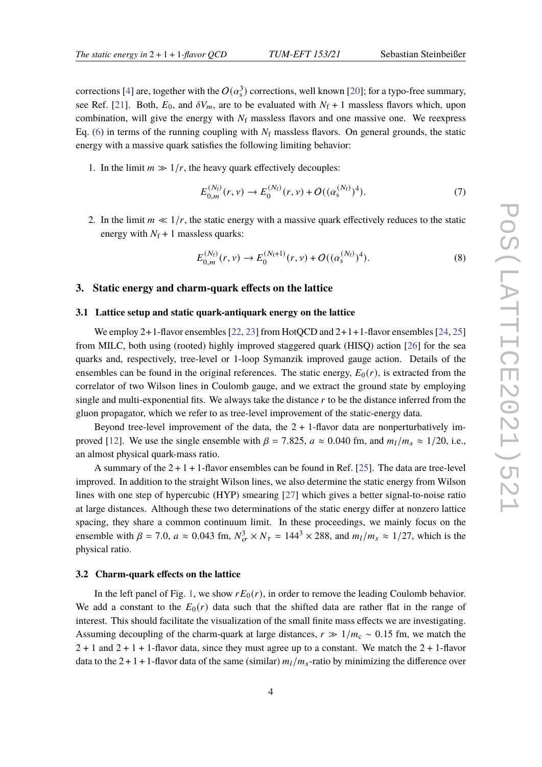corrections [4] are, together with the $O(\alpha_s^3)$ corrections, well known [20]; for a typo-free summary, see Ref. [21]. Both, $E_0$, and $\delta V_m$, are to be evaluated with $N_f + 1$ massless flavors which, upon combination, will give the energy with $N_f$ massless flavors and one massive one. We reexpress Eq. (6) in terms of the running coupling with $N_f$ massless flavors. On general grounds, the static energy with a massive quark satisfies the following limiting behavior:

1. In the limit $m \gg 1/r$, the heavy quark effectively decouples:

$$E_{0,m}^{(N_f)}(r,\nu) \to E_0^{(N_f)}(r,\nu) + O((\alpha_s^{(N_f)})^4). \tag{7}$$

2. In the limit $m \ll 1/r$, the static energy with a massive quark effectively reduces to the static energy with $N_f + 1$ massless quarks:

$$E_{0,m}^{(N_f)}(r,\nu) \to E_0^{(N_f+1)}(r,\nu) + O((\alpha_s^{(N_f)})^4). \tag{8}$$

## 3. Static energy and charm-quark effects on the lattice

### 3.1 Lattice setup and static quark-antiquark energy on the lattice

We employ 2+1-flavor ensembles [22, 23] from HotQCD and 2+1+1-flavor ensembles [24, 25] from MILC, both using (rooted) highly improved staggered quark (HISQ) action [26] for the sea quarks and, respectively, tree-level or 1-loop Symanzik improved gauge action. Details of the ensembles can be found in the original references. The static energy, $E_0(r)$, is extracted from the correlator of two Wilson lines in Coulomb gauge, and we extract the ground state by employing single and multi-exponential fits. We always take the distance $r$ to be the distance inferred from the gluon propagator, which we refer to as tree-level improvement of the static-energy data.

Beyond tree-level improvement of the data, the 2 + 1-flavor data are nonperturbatively improved [12]. We use the single ensemble with $\beta = 7.825$, $a \approx 0.040$ fm, and $m_l/m_s \approx 1/20$, i.e., an almost physical quark-mass ratio.

A summary of the 2 + 1 + 1-flavor ensembles can be found in Ref. [25]. The data are tree-level improved. In addition to the straight Wilson lines, we also determine the static energy from Wilson lines with one step of hypercubic (HYP) smearing [27] which gives a better signal-to-noise ratio at large distances. Although these two determinations of the static energy differ at nonzero lattice spacing, they share a common continuum limit. In these proceedings, we mainly focus on the ensemble with $\beta = 7.0$, $a \approx 0.043$ fm, $N_\sigma^3 \times N_\tau = 144^3 \times 288$, and $m_l/m_s \approx 1/27$, which is the physical ratio.

### 3.2 Charm-quark effects on the lattice

In the left panel of Fig. 1, we show $rE_0(r)$, in order to remove the leading Coulomb behavior. We add a constant to the $E_0(r)$ data such that the shifted data are rather flat in the range of interest. This should facilitate the visualization of the small finite mass effects we are investigating. Assuming decoupling of the charm-quark at large distances, $r \gg 1/m_c \sim 0.15$ fm, we match the 2 + 1 and 2 + 1 + 1-flavor data, since they must agree up to a constant. We match the 2 + 1-flavor data to the 2 + 1 + 1-flavor data of the same (similar) $m_l/m_s$-ratio by minimizing the difference over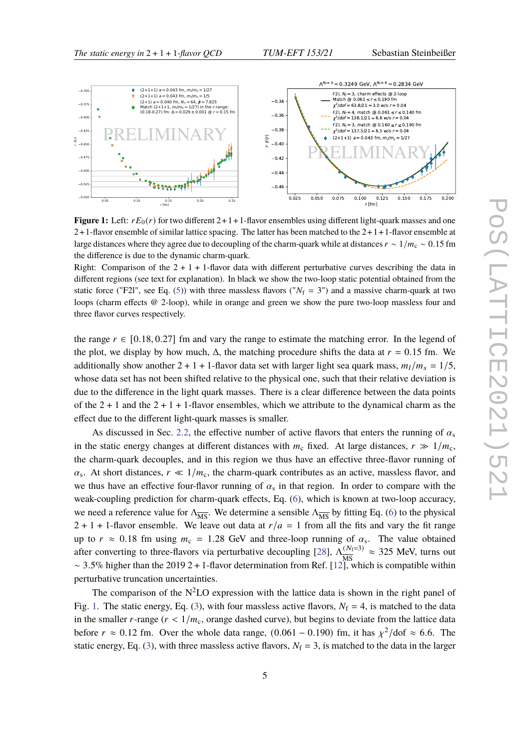**Figure 1:** Left: $rE_0(r)$ for two different $2+1+1$-flavor ensembles using different light-quark masses and one $2+1$-flavor ensemble of similar lattice spacing. The latter has been matched to the $2+1+1$-flavor ensemble at large distances where they agree due to decoupling of the charm-quark while at distances $r \sim 1/m_c \sim 0.15$ fm the difference is due to the dynamic charm-quark.
Right: Comparison of the $2+1+1$-flavor data with different perturbative curves describing the data in different regions (see text for explanation). In black we show the two-loop static potential obtained from the static force ("F2l", see Eq. (5)) with three massless flavors ("$N_f = 3$") and a massive charm-quark at two loops (charm effects @ 2-loop), while in orange and green we show the pure two-loop massless four and three flavor curves respectively.

the range $r \in [0.18, 0.27]$ fm and vary the range to estimate the matching error. In the legend of the plot, we display by how much, $\Delta$, the matching procedure shifts the data at $r = 0.15$ fm. We additionally show another $2+1+1$-flavor data set with larger light sea quark mass, $m_l/m_s = 1/5$, whose data set has not been shifted relative to the physical one, such that their relative deviation is due to the difference in the light quark masses. There is a clear difference between the data points of the $2+1$ and the $2+1+1$-flavor ensembles, which we attribute to the dynamical charm as the effect due to the different light-quark masses is smaller.

As discussed in Sec. 2.2, the effective number of active flavors that enters the running of $\alpha_s$ in the static energy changes at different distances with $m_c$ fixed. At large distances, $r \gg 1/m_c$, the charm-quark decouples, and in this region we thus have an effective three-flavor running of $\alpha_s$. At short distances, $r \ll 1/m_c$, the charm-quark contributes as an active, massless flavor, and we thus have an effective four-flavor running of $\alpha_s$ in that region. In order to compare with the weak-coupling prediction for charm-quark effects, Eq. (6), which is known at two-loop accuracy, we need a reference value for $\Lambda_{\overline{\text{MS}}}$. We determine a sensible $\Lambda_{\overline{\text{MS}}}$ by fitting Eq. (6) to the physical $2+1+1$-flavor ensemble. We leave out data at $r/a = 1$ from all the fits and vary the fit range up to $r \approx 0.18$ fm using $m_c = 1.28$ GeV and three-loop running of $\alpha_s$. The value obtained after converting to three-flavors via perturbative decoupling [28], $\Lambda_{\overline{\text{MS}}}^{(N_f=3)} \approx 325$ MeV, turns out $\sim 3.5\%$ higher than the 2019 $2+1$-flavor determination from Ref. [12], which is compatible within perturbative truncation uncertainties.

The comparison of the N$^2$LO expression with the lattice data is shown in the right panel of Fig. 1. The static energy, Eq. (3), with four massless active flavors, $N_f = 4$, is matched to the data in the smaller $r$-range ($r < 1/m_c$, orange dashed curve), but begins to deviate from the lattice data before $r \approx 0.12$ fm. Over the whole data range, $(0.061 - 0.190)$ fm, it has $\chi^2/\text{dof} \approx 6.6$. The static energy, Eq. (3), with three massless active flavors, $N_f = 3$, is matched to the data in the larger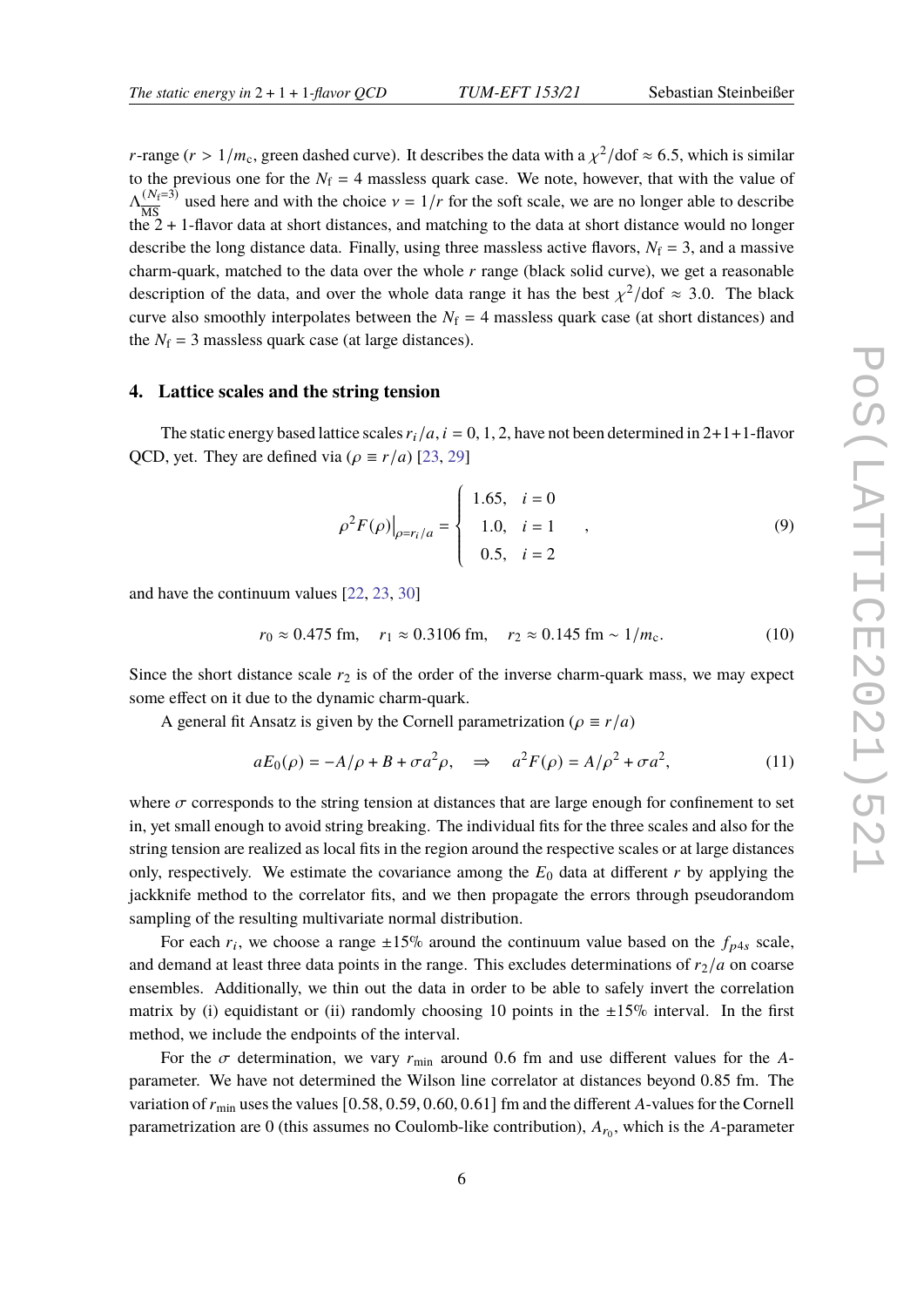$r$-range ($r > 1/m_c$, green dashed curve). It describes the data with a $\chi^2/\text{dof} \approx 6.5$, which is similar to the previous one for the $N_f = 4$ massless quark case. We note, however, that with the value of $\Lambda_{\overline{\text{MS}}}^{(N_f=3)}$ used here and with the choice $\nu = 1/r$ for the soft scale, we are no longer able to describe the $2+1$-flavor data at short distances, and matching to the data at short distance would no longer describe the long distance data. Finally, using three massless active flavors, $N_f = 3$, and a massive charm-quark, matched to the data over the whole $r$ range (black solid curve), we get a reasonable description of the data, and over the whole data range it has the best $\chi^2/\text{dof} \approx 3.0$. The black curve also smoothly interpolates between the $N_f = 4$ massless quark case (at short distances) and the $N_f = 3$ massless quark case (at large distances).

## 4. Lattice scales and the string tension

The static energy based lattice scales $r_i/a$, $i = 0, 1, 2$, have not been determined in 2+1+1-flavor QCD, yet. They are defined via ($\rho \equiv r/a$) [23, 29]

$$\rho^2 F(\rho)\big|_{\rho = r_i/a} = \begin{cases} 1.65, & i = 0 \\ 1.0, & i = 1 \\ 0.5, & i = 2 \end{cases}, \tag{9}$$

and have the continuum values [22, 23, 30]

$$r_0 \approx 0.475 \text{ fm}, \quad r_1 \approx 0.3106 \text{ fm}, \quad r_2 \approx 0.145 \text{ fm} \sim 1/m_c. \tag{10}$$

Since the short distance scale $r_2$ is of the order of the inverse charm-quark mass, we may expect some effect on it due to the dynamic charm-quark.

A general fit Ansatz is given by the Cornell parametrization ($\rho \equiv r/a$)

$$aE_0(\rho) = -A/\rho + B + \sigma a^2 \rho, \quad \Rightarrow \quad a^2 F(\rho) = A/\rho^2 + \sigma a^2, \tag{11}$$

where $\sigma$ corresponds to the string tension at distances that are large enough for confinement to set in, yet small enough to avoid string breaking. The individual fits for the three scales and also for the string tension are realized as local fits in the region around the respective scales or at large distances only, respectively. We estimate the covariance among the $E_0$ data at different $r$ by applying the jackknife method to the correlator fits, and we then propagate the errors through pseudorandom sampling of the resulting multivariate normal distribution.

For each $r_i$, we choose a range $\pm 15\%$ around the continuum value based on the $f_{p4s}$ scale, and demand at least three data points in the range. This excludes determinations of $r_2/a$ on coarse ensembles. Additionally, we thin out the data in order to be able to safely invert the correlation matrix by (i) equidistant or (ii) randomly choosing 10 points in the $\pm 15\%$ interval. In the first method, we include the endpoints of the interval.

For the $\sigma$ determination, we vary $r_{\text{min}}$ around 0.6 fm and use different values for the $A$-parameter. We have not determined the Wilson line correlator at distances beyond 0.85 fm. The variation of $r_{\text{min}}$ uses the values [0.58, 0.59, 0.60, 0.61] fm and the different $A$-values for the Cornell parametrization are 0 (this assumes no Coulomb-like contribution), $A_{r_0}$, which is the $A$-parameter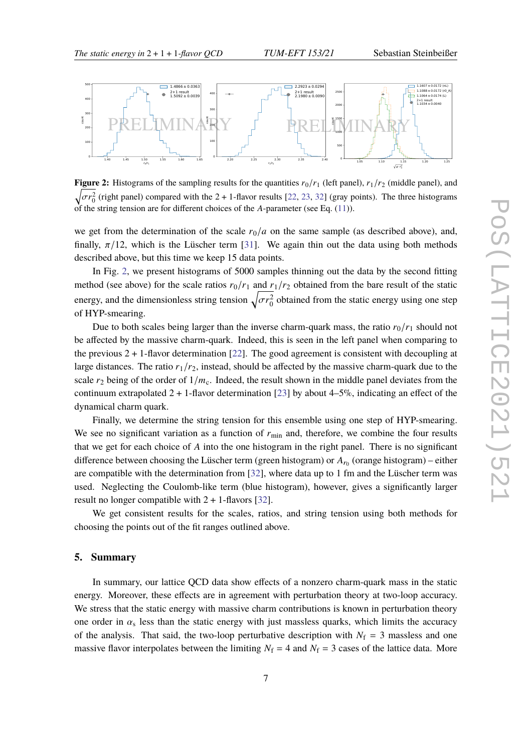**Figure 2:** Histograms of the sampling results for the quantities $r_0/r_1$ (left panel), $r_1/r_2$ (middle panel), and $\sqrt{\sigma r_0^2}$ (right panel) compared with the 2 + 1-flavor results [22, 23, 32] (gray points). The three histograms of the string tension are for different choices of the $A$-parameter (see Eq. (11)).

we get from the determination of the scale $r_0/a$ on the same sample (as described above), and, finally, $\pi/12$, which is the Lüscher term [31]. We again thin out the data using both methods described above, but this time we keep 15 data points.

In Fig. 2, we present histograms of 5000 samples thinning out the data by the second fitting method (see above) for the scale ratios $r_0/r_1$ and $r_1/r_2$ obtained from the bare result of the static energy, and the dimensionless string tension $\sqrt{\sigma r_0^2}$ obtained from the static energy using one step of HYP-smearing.

Due to both scales being larger than the inverse charm-quark mass, the ratio $r_0/r_1$ should not be affected by the massive charm-quark. Indeed, this is seen in the left panel when comparing to the previous 2 + 1-flavor determination [22]. The good agreement is consistent with decoupling at large distances. The ratio $r_1/r_2$, instead, should be affected by the massive charm-quark due to the scale $r_2$ being of the order of $1/m_c$. Indeed, the result shown in the middle panel deviates from the continuum extrapolated 2 + 1-flavor determination [23] by about 4–5%, indicating an effect of the dynamical charm quark.

Finally, we determine the string tension for this ensemble using one step of HYP-smearing. We see no significant variation as a function of $r_{\text{min}}$ and, therefore, we combine the four results that we get for each choice of $A$ into the one histogram in the right panel. There is no significant difference between choosing the Lüscher term (green histogram) or $A_{r_0}$ (orange histogram) – either are compatible with the determination from [32], where data up to 1 fm and the Lüscher term was used. Neglecting the Coulomb-like term (blue histogram), however, gives a significantly larger result no longer compatible with 2 + 1-flavors [32].

We get consistent results for the scales, ratios, and string tension using both methods for choosing the points out of the fit ranges outlined above.

## 5. Summary

In summary, our lattice QCD data show effects of a nonzero charm-quark mass in the static energy. Moreover, these effects are in agreement with perturbation theory at two-loop accuracy. We stress that the static energy with massive charm contributions is known in perturbation theory one order in $\alpha_s$ less than the static energy with just massless quarks, which limits the accuracy of the analysis. That said, the two-loop perturbative description with $N_f = 3$ massless and one massive flavor interpolates between the limiting $N_f = 4$ and $N_f = 3$ cases of the lattice data. More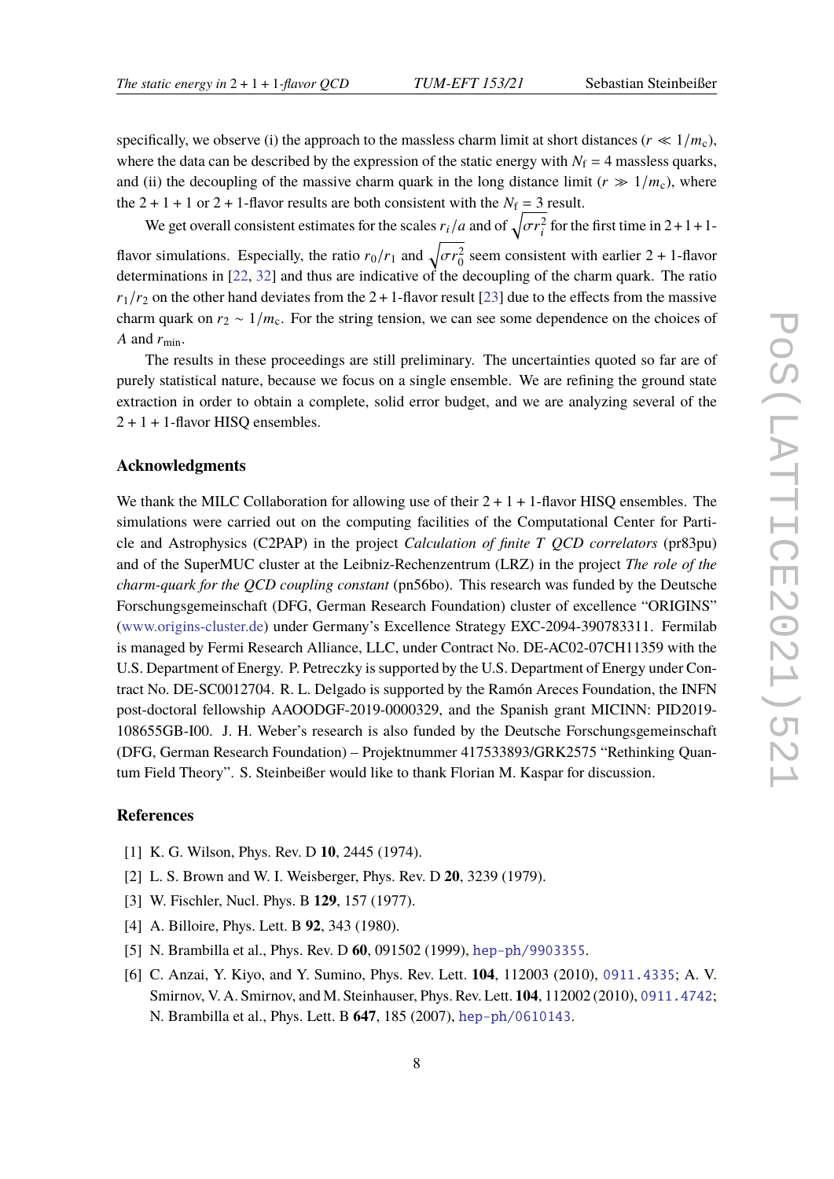specifically, we observe (i) the approach to the massless charm limit at short distances ($r \ll 1/m_c$), where the data can be described by the expression of the static energy with $N_f = 4$ massless quarks, and (ii) the decoupling of the massive charm quark in the long distance limit ($r \gg 1/m_c$), where the $2+1+1$ or $2+1$-flavor results are both consistent with the $N_f = 3$ result.

We get overall consistent estimates for the scales $r_i/a$ and of $\sqrt{\sigma r_i^2}$ for the first time in $2+1+1$-flavor simulations. Especially, the ratio $r_0/r_1$ and $\sqrt{\sigma r_0^2}$ seem consistent with earlier $2+1$-flavor determinations in [22, 32] and thus are indicative of the decoupling of the charm quark. The ratio $r_1/r_2$ on the other hand deviates from the $2+1$-flavor result [23] due to the effects from the massive charm quark on $r_2 \sim 1/m_c$. For the string tension, we can see some dependence on the choices of $A$ and $r_{\min}$.

The results in these proceedings are still preliminary. The uncertainties quoted so far are of purely statistical nature, because we focus on a single ensemble. We are refining the ground state extraction in order to obtain a complete, solid error budget, and we are analyzing several of the $2+1+1$-flavor HISQ ensembles.

### Acknowledgments

We thank the MILC Collaboration for allowing use of their $2+1+1$-flavor HISQ ensembles. The simulations were carried out on the computing facilities of the Computational Center for Particle and Astrophysics (C2PAP) in the project *Calculation of finite T QCD correlators* (pr83pu) and of the SuperMUC cluster at the Leibniz-Rechenzentrum (LRZ) in the project *The role of the charm-quark for the QCD coupling constant* (pn56bo). This research was funded by the Deutsche Forschungsgemeinschaft (DFG, German Research Foundation) cluster of excellence "ORIGINS" (www.origins-cluster.de) under Germany's Excellence Strategy EXC-2094-390783311. Fermilab is managed by Fermi Research Alliance, LLC, under Contract No. DE-AC02-07CH11359 with the U.S. Department of Energy. P. Petreczky is supported by the U.S. Department of Energy under Contract No. DE-SC0012704. R. L. Delgado is supported by the Ramón Areces Foundation, the INFN post-doctoral fellowship AAOODGF-2019-0000329, and the Spanish grant MICINN: PID2019-108655GB-I00. J. H. Weber's research is also funded by the Deutsche Forschungsgemeinschaft (DFG, German Research Foundation) – Projektnummer 417533893/GRK2575 "Rethinking Quantum Field Theory". S. Steinbeißer would like to thank Florian M. Kaspar for discussion.

### References

[1] K. G. Wilson, Phys. Rev. D **10**, 2445 (1974).

[2] L. S. Brown and W. I. Weisberger, Phys. Rev. D **20**, 3239 (1979).

[3] W. Fischler, Nucl. Phys. B **129**, 157 (1977).

[4] A. Billoire, Phys. Lett. B **92**, 343 (1980).

[5] N. Brambilla et al., Phys. Rev. D **60**, 091502 (1999), hep-ph/9903355.

[6] C. Anzai, Y. Kiyo, and Y. Sumino, Phys. Rev. Lett. **104**, 112003 (2010), 0911.4335; A. V. Smirnov, V. A. Smirnov, and M. Steinhauser, Phys. Rev. Lett. **104**, 112002 (2010), 0911.4742; N. Brambilla et al., Phys. Lett. B **647**, 185 (2007), hep-ph/0610143.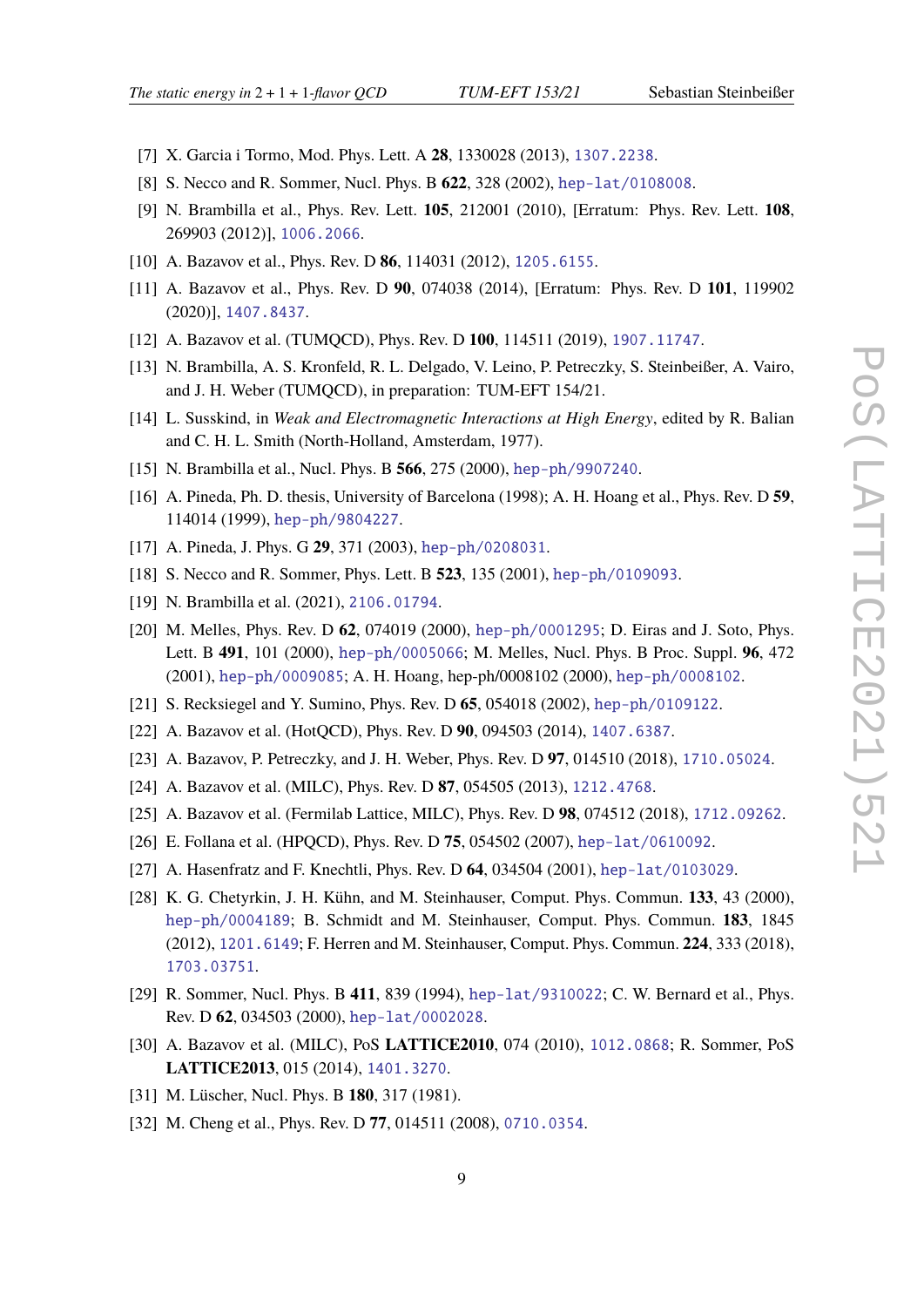[7] X. Garcia i Tormo, Mod. Phys. Lett. A **28**, 1330028 (2013), 1307.2238.

[8] S. Necco and R. Sommer, Nucl. Phys. B **622**, 328 (2002), hep-lat/0108008.

[9] N. Brambilla et al., Phys. Rev. Lett. **105**, 212001 (2010), [Erratum: Phys. Rev. Lett. **108**, 269903 (2012)], 1006.2066.

[10] A. Bazavov et al., Phys. Rev. D **86**, 114031 (2012), 1205.6155.

[11] A. Bazavov et al., Phys. Rev. D **90**, 074038 (2014), [Erratum: Phys. Rev. D **101**, 119902 (2020)], 1407.8437.

[12] A. Bazavov et al. (TUMQCD), Phys. Rev. D **100**, 114511 (2019), 1907.11747.

[13] N. Brambilla, A. S. Kronfeld, R. L. Delgado, V. Leino, P. Petreczky, S. Steinbeißer, A. Vairo, and J. H. Weber (TUMQCD), in preparation: TUM-EFT 154/21.

[14] L. Susskind, in *Weak and Electromagnetic Interactions at High Energy*, edited by R. Balian and C. H. L. Smith (North-Holland, Amsterdam, 1977).

[15] N. Brambilla et al., Nucl. Phys. B **566**, 275 (2000), hep-ph/9907240.

[16] A. Pineda, Ph. D. thesis, University of Barcelona (1998); A. H. Hoang et al., Phys. Rev. D **59**, 114014 (1999), hep-ph/9804227.

[17] A. Pineda, J. Phys. G **29**, 371 (2003), hep-ph/0208031.

[18] S. Necco and R. Sommer, Phys. Lett. B **523**, 135 (2001), hep-ph/0109093.

[19] N. Brambilla et al. (2021), 2106.01794.

[20] M. Melles, Phys. Rev. D **62**, 074019 (2000), hep-ph/0001295; D. Eiras and J. Soto, Phys. Lett. B **491**, 101 (2000), hep-ph/0005066; M. Melles, Nucl. Phys. B Proc. Suppl. **96**, 472 (2001), hep-ph/0009085; A. H. Hoang, hep-ph/0008102 (2000), hep-ph/0008102.

[21] S. Recksiegel and Y. Sumino, Phys. Rev. D **65**, 054018 (2002), hep-ph/0109122.

[22] A. Bazavov et al. (HotQCD), Phys. Rev. D **90**, 094503 (2014), 1407.6387.

[23] A. Bazavov, P. Petreczky, and J. H. Weber, Phys. Rev. D **97**, 014510 (2018), 1710.05024.

[24] A. Bazavov et al. (MILC), Phys. Rev. D **87**, 054505 (2013), 1212.4768.

[25] A. Bazavov et al. (Fermilab Lattice, MILC), Phys. Rev. D **98**, 074512 (2018), 1712.09262.

[26] E. Follana et al. (HPQCD), Phys. Rev. D **75**, 054502 (2007), hep-lat/0610092.

[27] A. Hasenfratz and F. Knechtli, Phys. Rev. D **64**, 034504 (2001), hep-lat/0103029.

[28] K. G. Chetyrkin, J. H. Kühn, and M. Steinhauser, Comput. Phys. Commun. **133**, 43 (2000), hep-ph/0004189; B. Schmidt and M. Steinhauser, Comput. Phys. Commun. **183**, 1845 (2012), 1201.6149; F. Herren and M. Steinhauser, Comput. Phys. Commun. **224**, 333 (2018), 1703.03751.

[29] R. Sommer, Nucl. Phys. B **411**, 839 (1994), hep-lat/9310022; C. W. Bernard et al., Phys. Rev. D **62**, 034503 (2000), hep-lat/0002028.

[30] A. Bazavov et al. (MILC), PoS **LATTICE2010**, 074 (2010), 1012.0868; R. Sommer, PoS **LATTICE2013**, 015 (2014), 1401.3270.

[31] M. Lüscher, Nucl. Phys. B **180**, 317 (1981).

[32] M. Cheng et al., Phys. Rev. D **77**, 014511 (2008), 0710.0354.